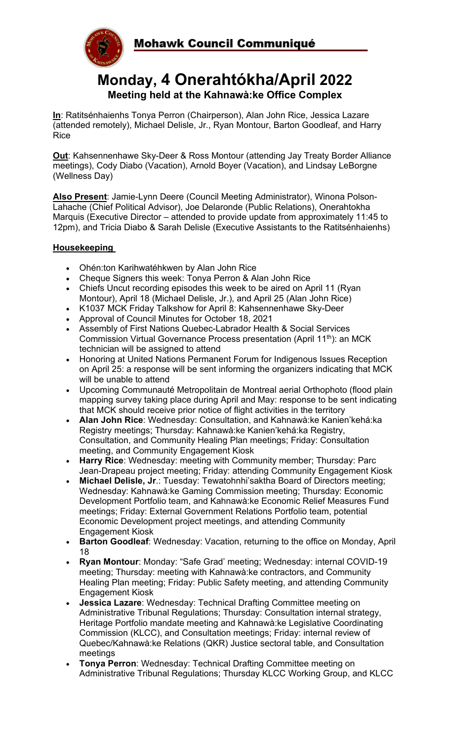# Mohawk Council Communiqué

# Monday, 4 Onerahtókha/April 2022

### Meeting held at the Kahnawà:ke Office Complex

**In**: Ratitsénhaienhs Tonya Perron (Chairperson), Alan John Rice, Jessica Lazare (attended remotely), Michael Delisle, Jr., Ryan Montour, Barton Goodleaf, and Harry Rice

**Out**: Kahsennenhawe Sky-Deer & Ross Montour (attending Jay Treaty Border Alliance meetings), Cody Diabo (Vacation), Arnold Boyer (Vacation), and Lindsay LeBorgne (Wellness Day)

**Also Present**: Jamie-Lynn Deere (Council Meeting Administrator), Winona Polson-Lahache (Chief Political Advisor), Joe Delaronde (Public Relations), Onerahtokha Marquis (Executive Director – attended to provide update from approximately 11:45 to 12pm), and Tricia Diabo & Sarah Delisle (Executive Assistants to the Ratitsénhaienhs)

**Housekeeping**

- Ohén:ton Karihwatéhkwen by Alan John Rice
- Cheque Signers this week: Tonya Perron & Alan John Rice
- Chiefs Uncut recording episodes this week to be aired on April 11 (Ryan Montour), April 18 (Michael Delisle, Jr.), and April 25 (Alan John Rice)
- K1037 MCK Friday Talkshow for April 8: Kahsennenhawe Sky-Deer
- Approval of Council Minutes for October 18, 2021
- Assembly of First Nations Quebec-Labrador Health & Social Services Commission Virtual Governance Process presentation (April 11th): an MCK technician will be assigned to attend
- Honoring at United Nations Permanent Forum for Indigenous Issues Reception on April 25: a response will be sent informing the organizers indicating that MCK will be unable to attend
- Upcoming Communauté Métropolitain de Montreal aerial Orthophoto (flood plain mapping survey taking place during April and May: response to be sent indicating that MCK should receive prior notice of flight activities in the territory
- **Alan John Rice**: Wednesday: Consultation, and Kahnawà:ke Kanien'kehá:ka Registry meetings; Thursday: Kahnawà:ke Kanien'kehá:ka Registry, Consultation, and Community Healing Plan meetings; Friday: Consultation meeting, and Community Engagement Kiosk
- **Harry Rice**: Wednesday: meeting with Community member; Thursday: Parc Jean-Drapeau project meeting; Friday: attending Community Engagement Kiosk
- **Michael Delisle, Jr**.: Tuesday: Tewatohnhi'saktha Board of Directors meeting; Wednesday: Kahnawà:ke Gaming Commission meeting; Thursday: Economic Development Portfolio team, and Kahnawà:ke Economic Relief Measures Fund meetings; Friday: External Government Relations Portfolio team, potential Economic Development project meetings, and attending Community Engagement Kiosk
- **Barton Goodleaf**: Wednesday: Vacation, returning to the office on Monday, April 18
- **Ryan Montour**: Monday: "Safe Grad' meeting; Wednesday: internal COVID-19 meeting; Thursday: meeting with Kahnawà:ke contractors, and Community Healing Plan meeting; Friday: Public Safety meeting, and attending Community Engagement Kiosk
- **Jessica Lazare**: Wednesday: Technical Drafting Committee meeting on Administrative Tribunal Regulations; Thursday: Consultation internal strategy, Heritage Portfolio mandate meeting and Kahnawà:ke Legislative Coordinating Commission (KLCC), and Consultation meetings; Friday: internal review of Quebec/Kahnawà:ke Relations (QKR) Justice sectoral table, and Consultation meetings
- **Tonya Perron**: Wednesday: Technical Drafting Committee meeting on Administrative Tribunal Regulations; Thursday KLCC Working Group, and KLCC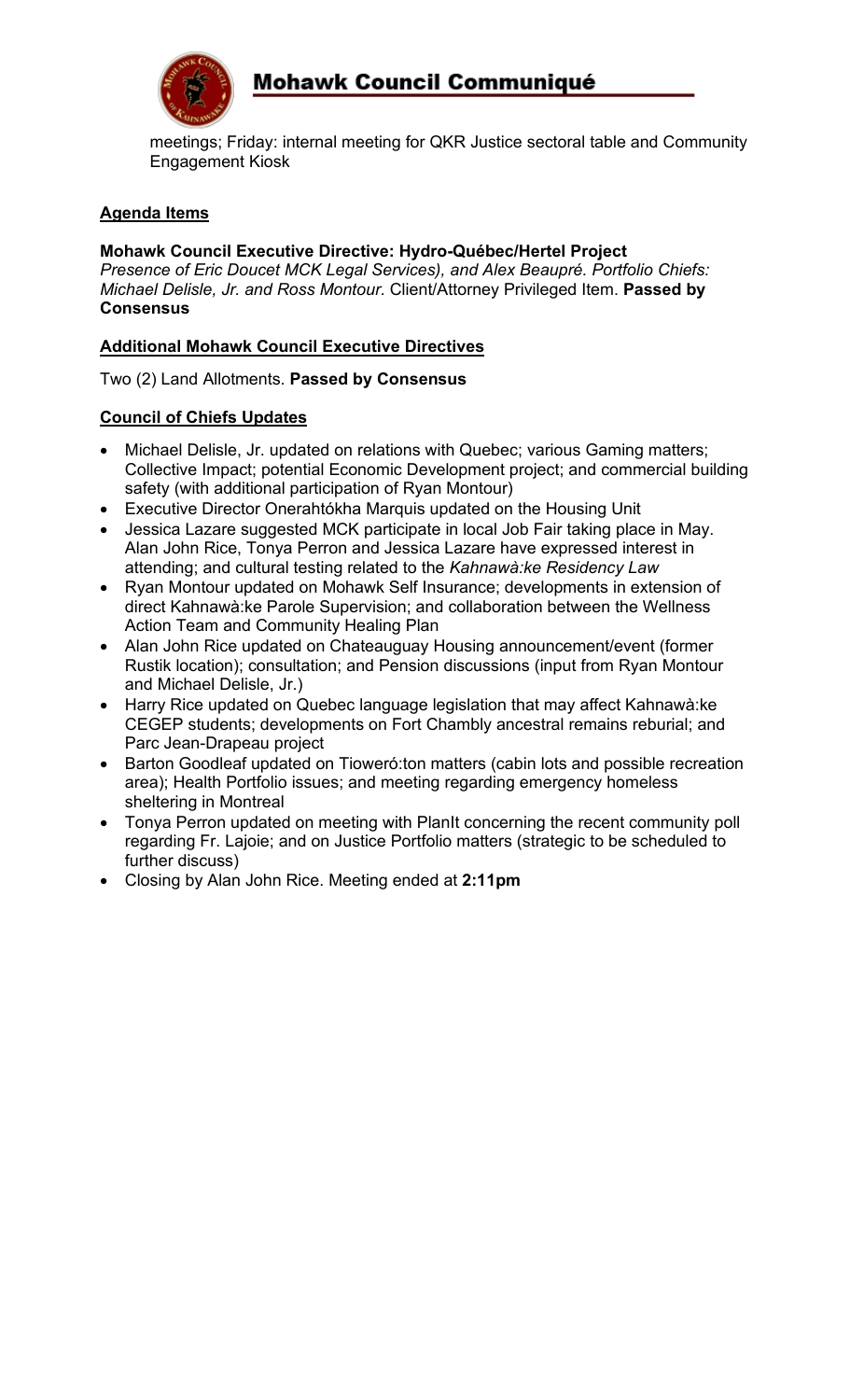meetings; Friday: internal meeting for QKR Justice sectoral table and Community Engagement Kiosk

**Agenda Items**

**Mohawk Council Executive Directive: Hydro-Québec/Hertel Project**
*Presence of Eric Doucet MCK Legal Services), and Alex Beaupré. Portfolio Chiefs: Michael Delisle, Jr. and Ross Montour.* Client/Attorney Privileged Item. **Passed by Consensus**

**Additional Mohawk Council Executive Directives**

Two (2) Land Allotments. **Passed by Consensus**

**Council of Chiefs Updates**

- Michael Delisle, Jr. updated on relations with Quebec; various Gaming matters; Collective Impact; potential Economic Development project; and commercial building safety (with additional participation of Ryan Montour)
- Executive Director Onerahtókha Marquis updated on the Housing Unit
- Jessica Lazare suggested MCK participate in local Job Fair taking place in May. Alan John Rice, Tonya Perron and Jessica Lazare have expressed interest in attending; and cultural testing related to the *Kahnawà:ke Residency Law*
- Ryan Montour updated on Mohawk Self Insurance; developments in extension of direct Kahnawà:ke Parole Supervision; and collaboration between the Wellness Action Team and Community Healing Plan
- Alan John Rice updated on Chateauguay Housing announcement/event (former Rustik location); consultation; and Pension discussions (input from Ryan Montour and Michael Delisle, Jr.)
- Harry Rice updated on Quebec language legislation that may affect Kahnawà:ke CEGEP students; developments on Fort Chambly ancestral remains reburial; and Parc Jean-Drapeau project
- Barton Goodleaf updated on Tioweró:ton matters (cabin lots and possible recreation area); Health Portfolio issues; and meeting regarding emergency homeless sheltering in Montreal
- Tonya Perron updated on meeting with PlanIt concerning the recent community poll regarding Fr. Lajoie; and on Justice Portfolio matters (strategic to be scheduled to further discuss)
- Closing by Alan John Rice. Meeting ended at **2:11pm**